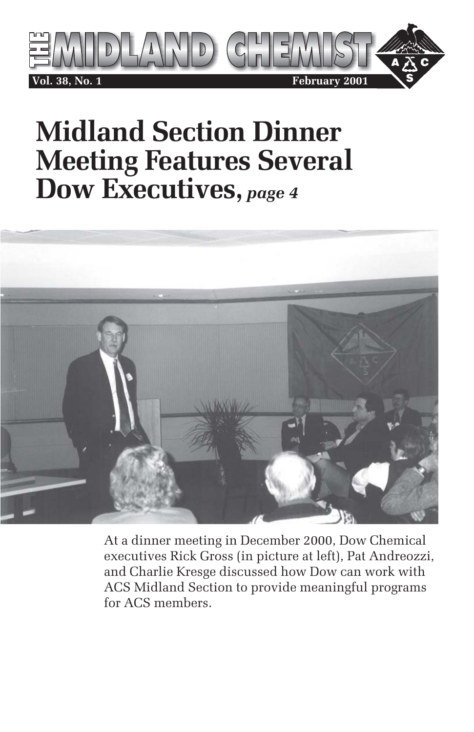# THE MIDLAND CHEMIST

**Vol. 38, No. 1** **February 2001**

# Midland Section Dinner Meeting Features Several Dow Executives, *page 4*

At a dinner meeting in December 2000, Dow Chemical executives Rick Gross (in picture at left), Pat Andreozzi, and Charlie Kresge discussed how Dow can work with ACS Midland Section to provide meaningful programs for ACS members.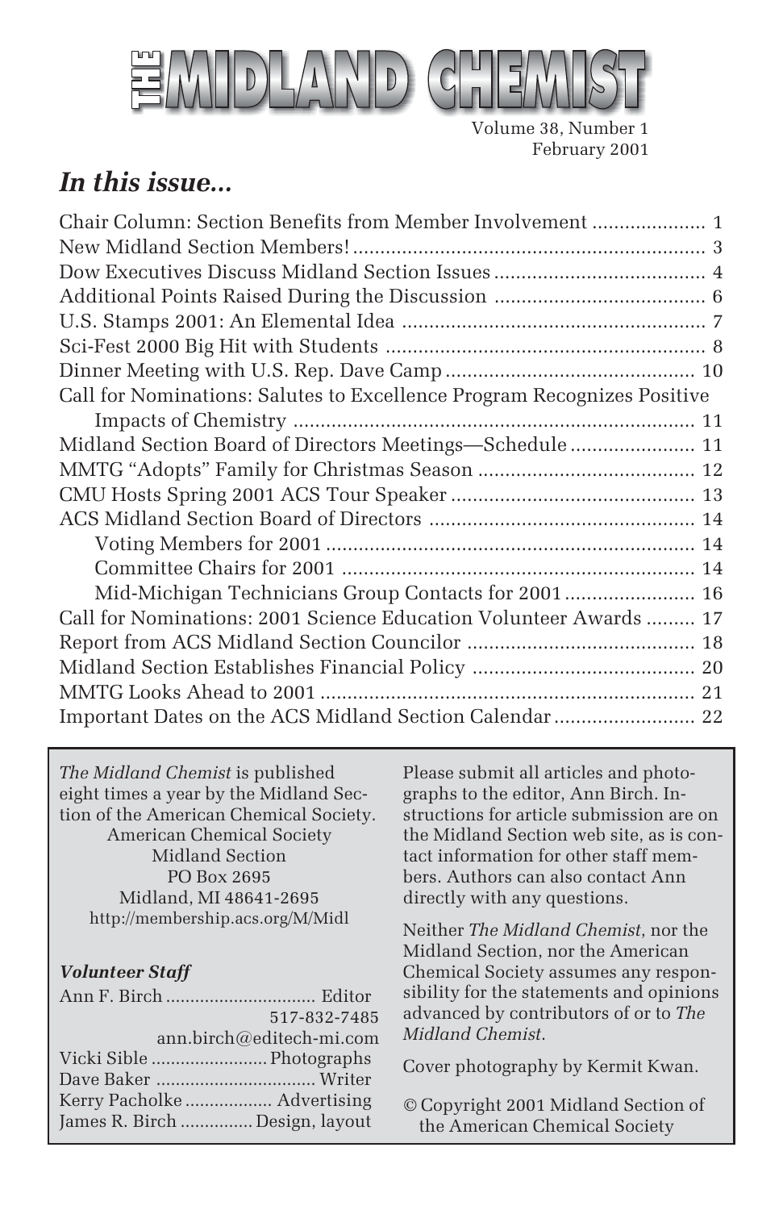# THE MIDLAND CHEMIST

Volume 38, Number 1
February 2001

## *In this issue...*

Chair Column: Section Benefits from Member Involvement .................... 1
New Midland Section Members! ................................................................ 3
Dow Executives Discuss Midland Section Issues ...................................... 4
Additional Points Raised During the Discussion ...................................... 6
U.S. Stamps 2001: An Elemental Idea ....................................................... 7
Sci-Fest 2000 Big Hit with Students .......................................................... 8
Dinner Meeting with U.S. Rep. Dave Camp ............................................. 10
Call for Nominations: Salutes to Excellence Program Recognizes Positive Impacts of Chemistry ......................................................................... 11
Midland Section Board of Directors Meetings—Schedule ...................... 11
MMTG "Adopts" Family for Christmas Season ....................................... 12
CMU Hosts Spring 2001 ACS Tour Speaker ............................................ 13
ACS Midland Section Board of Directors ................................................ 14
- Voting Members for 2001 ................................................................... 14
- Committee Chairs for 2001 ................................................................ 14
- Mid-Michigan Technicians Group Contacts for 2001 ....................... 16

Call for Nominations: 2001 Science Education Volunteer Awards ......... 17
Report from ACS Midland Section Councilor .......................................... 18
Midland Section Establishes Financial Policy ........................................ 20
MMTG Looks Ahead to 2001 .................................................................... 21
Important Dates on the ACS Midland Section Calendar ......................... 22

*The Midland Chemist* is published eight times a year by the Midland Section of the American Chemical Society.
American Chemical Society
Midland Section
PO Box 2695
Midland, MI 48641-2695
http://membership.acs.org/M/Midl

***Volunteer Staff***

Ann F. Birch .............................. Editor
517-832-7485
ann.birch@editech-mi.com
Vicki Sible ........................ Photographs
Dave Baker ................................ Writer
Kerry Pacholke .................. Advertising
James R. Birch ............... Design, layout

Please submit all articles and photographs to the editor, Ann Birch. Instructions for article submission are on the Midland Section web site, as is contact information for other staff members. Authors can also contact Ann directly with any questions.

Neither *The Midland Chemist*, nor the Midland Section, nor the American Chemical Society assumes any responsibility for the statements and opinions advanced by contributors of or to *The Midland Chemist*.

Cover photography by Kermit Kwan.

© Copyright 2001 Midland Section of the American Chemical Society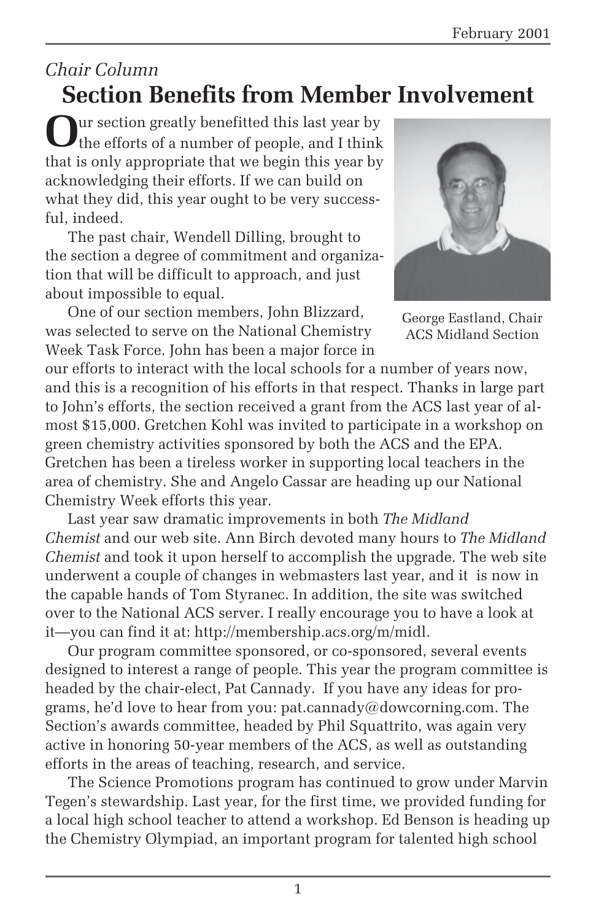*Chair Column*

# Section Benefits from Member Involvement

Our section greatly benefitted this last year by the efforts of a number of people, and I think that is only appropriate that we begin this year by acknowledging their efforts. If we can build on what they did, this year ought to be very successful, indeed.

The past chair, Wendell Dilling, brought to the section a degree of commitment and organization that will be difficult to approach, and just about impossible to equal.

George Eastland, Chair
ACS Midland Section

One of our section members, John Blizzard, was selected to serve on the National Chemistry Week Task Force. John has been a major force in our efforts to interact with the local schools for a number of years now, and this is a recognition of his efforts in that respect. Thanks in large part to John's efforts, the section received a grant from the ACS last year of almost $15,000. Gretchen Kohl was invited to participate in a workshop on green chemistry activities sponsored by both the ACS and the EPA. Gretchen has been a tireless worker in supporting local teachers in the area of chemistry. She and Angelo Cassar are heading up our National Chemistry Week efforts this year.

Last year saw dramatic improvements in both *The Midland Chemist* and our web site. Ann Birch devoted many hours to *The Midland Chemist* and took it upon herself to accomplish the upgrade. The web site underwent a couple of changes in webmasters last year, and it is now in the capable hands of Tom Styranec. In addition, the site was switched over to the National ACS server. I really encourage you to have a look at it—you can find it at: http://membership.acs.org/m/midl.

Our program committee sponsored, or co-sponsored, several events designed to interest a range of people. This year the program committee is headed by the chair-elect, Pat Cannady. If you have any ideas for programs, he'd love to hear from you: pat.cannady@dowcorning.com. The Section's awards committee, headed by Phil Squattrito, was again very active in honoring 50-year members of the ACS, as well as outstanding efforts in the areas of teaching, research, and service.

The Science Promotions program has continued to grow under Marvin Tegen's stewardship. Last year, for the first time, we provided funding for a local high school teacher to attend a workshop. Ed Benson is heading up the Chemistry Olympiad, an important program for talented high school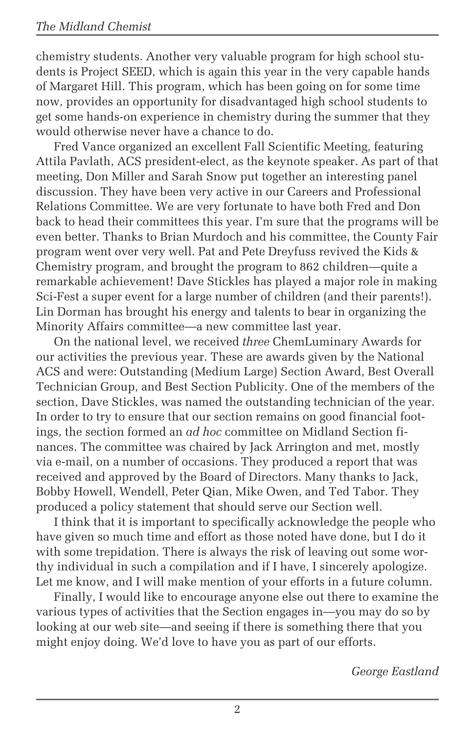chemistry students. Another very valuable program for high school students is Project SEED, which is again this year in the very capable hands of Margaret Hill. This program, which has been going on for some time now, provides an opportunity for disadvantaged high school students to get some hands-on experience in chemistry during the summer that they would otherwise never have a chance to do.

Fred Vance organized an excellent Fall Scientific Meeting, featuring Attila Pavlath, ACS president-elect, as the keynote speaker. As part of that meeting, Don Miller and Sarah Snow put together an interesting panel discussion. They have been very active in our Careers and Professional Relations Committee. We are very fortunate to have both Fred and Don back to head their committees this year. I'm sure that the programs will be even better. Thanks to Brian Murdoch and his committee, the County Fair program went over very well. Pat and Pete Dreyfuss revived the Kids & Chemistry program, and brought the program to 862 children—quite a remarkable achievement! Dave Stickles has played a major role in making Sci-Fest a super event for a large number of children (and their parents!). Lin Dorman has brought his energy and talents to bear in organizing the Minority Affairs committee—a new committee last year.

On the national level, we received *three* ChemLuminary Awards for our activities the previous year. These are awards given by the National ACS and were: Outstanding (Medium Large) Section Award, Best Overall Technician Group, and Best Section Publicity. One of the members of the section, Dave Stickles, was named the outstanding technician of the year. In order to try to ensure that our section remains on good financial footings, the section formed an *ad hoc* committee on Midland Section finances. The committee was chaired by Jack Arrington and met, mostly via e-mail, on a number of occasions. They produced a report that was received and approved by the Board of Directors. Many thanks to Jack, Bobby Howell, Wendell, Peter Qian, Mike Owen, and Ted Tabor. They produced a policy statement that should serve our Section well.

I think that it is important to specifically acknowledge the people who have given so much time and effort as those noted have done, but I do it with some trepidation. There is always the risk of leaving out some worthy individual in such a compilation and if I have, I sincerely apologize. Let me know, and I will make mention of your efforts in a future column.

Finally, I would like to encourage anyone else out there to examine the various types of activities that the Section engages in—you may do so by looking at our web site—and seeing if there is something there that you might enjoy doing. We'd love to have you as part of our efforts.

*George Eastland*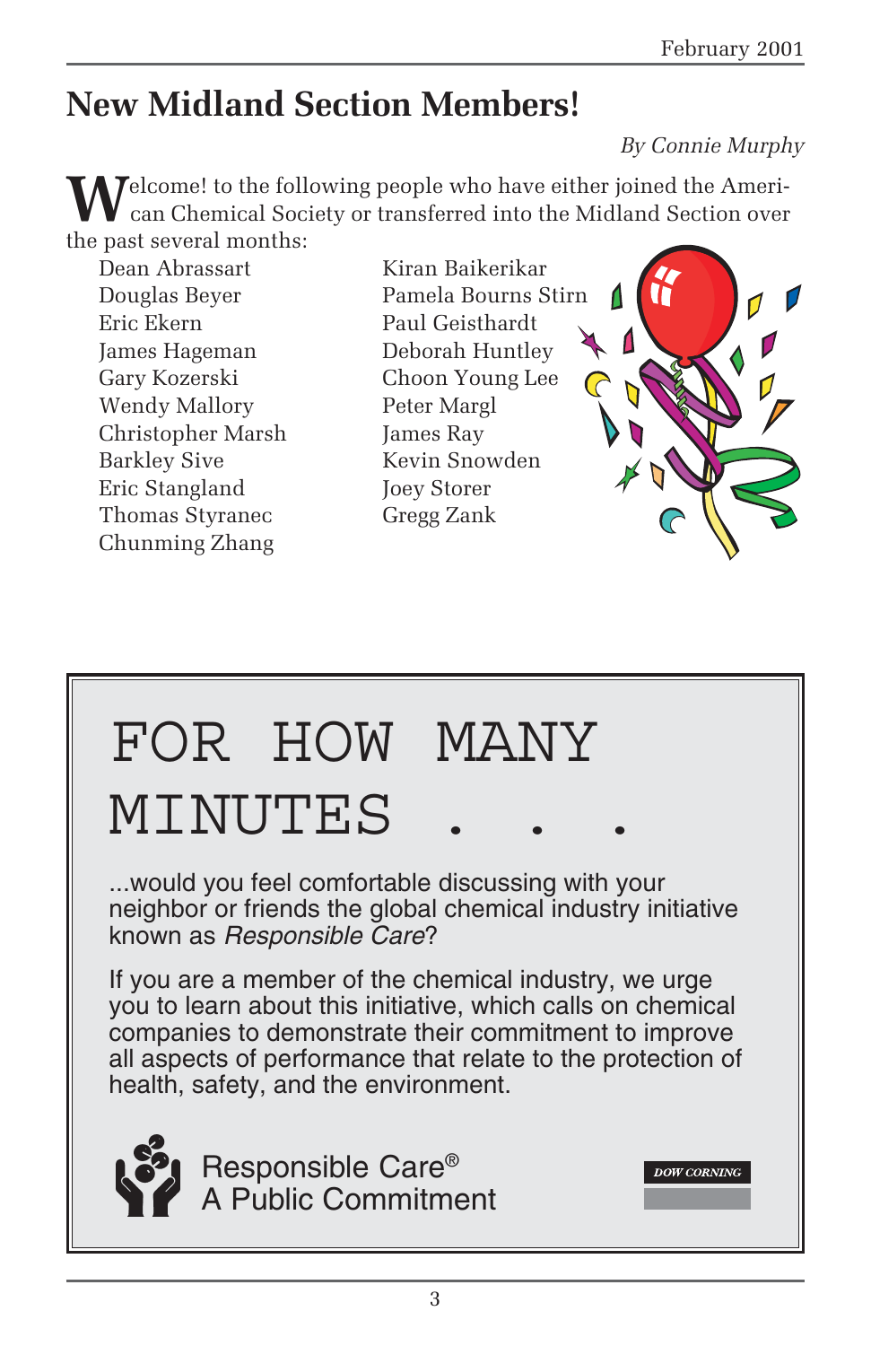# New Midland Section Members!

*By Connie Murphy*

Welcome! to the following people who have either joined the American Chemical Society or transferred into the Midland Section over the past several months:

- Dean Abrassart
- Douglas Beyer
- Eric Ekern
- James Hageman
- Gary Kozerski
- Wendy Mallory
- Christopher Marsh
- Barkley Sive
- Eric Stangland
- Thomas Styranec
- Chunming Zhang
- Kiran Baikerikar
- Pamela Bourns Stirn
- Paul Geisthardt
- Deborah Huntley
- Choon Young Lee
- Peter Margl
- James Ray
- Kevin Snowden
- Joey Storer
- Gregg Zank

---

FOR HOW MANY MINUTES . . .

...would you feel comfortable discussing with your neighbor or friends the global chemical industry initiative known as *Responsible Care*?

If you are a member of the chemical industry, we urge you to learn about this initiative, which calls on chemical companies to demonstrate their commitment to improve all aspects of performance that relate to the protection of health, safety, and the environment.

Responsible Care®
A Public Commitment

DOW CORNING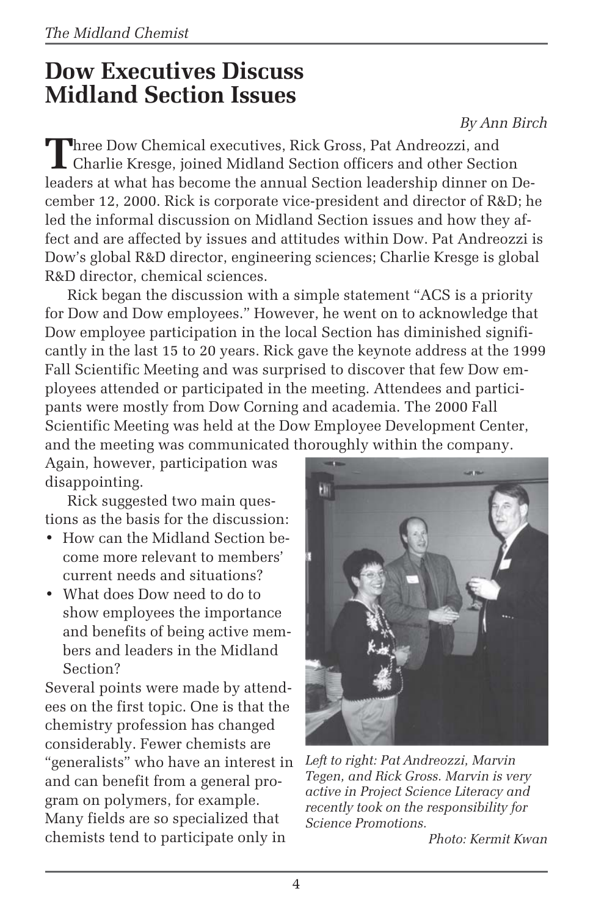# Dow Executives Discuss Midland Section Issues

*By Ann Birch*

Three Dow Chemical executives, Rick Gross, Pat Andreozzi, and Charlie Kresge, joined Midland Section officers and other Section leaders at what has become the annual Section leadership dinner on December 12, 2000. Rick is corporate vice-president and director of R&D; he led the informal discussion on Midland Section issues and how they affect and are affected by issues and attitudes within Dow. Pat Andreozzi is Dow's global R&D director, engineering sciences; Charlie Kresge is global R&D director, chemical sciences.

Rick began the discussion with a simple statement "ACS is a priority for Dow and Dow employees." However, he went on to acknowledge that Dow employee participation in the local Section has diminished significantly in the last 15 to 20 years. Rick gave the keynote address at the 1999 Fall Scientific Meeting and was surprised to discover that few Dow employees attended or participated in the meeting. Attendees and participants were mostly from Dow Corning and academia. The 2000 Fall Scientific Meeting was held at the Dow Employee Development Center, and the meeting was communicated thoroughly within the company. Again, however, participation was disappointing.

Rick suggested two main questions as the basis for the discussion:

- How can the Midland Section become more relevant to members' current needs and situations?
- What does Dow need to do to show employees the importance and benefits of being active members and leaders in the Midland Section?

Several points were made by attendees on the first topic. One is that the chemistry profession has changed considerably. Fewer chemists are "generalists" who have an interest in and can benefit from a general program on polymers, for example. Many fields are so specialized that chemists tend to participate only in

*Left to right: Pat Andreozzi, Marvin Tegen, and Rick Gross. Marvin is very active in Project Science Literacy and recently took on the responsibility for Science Promotions.*

*Photo: Kermit Kwan*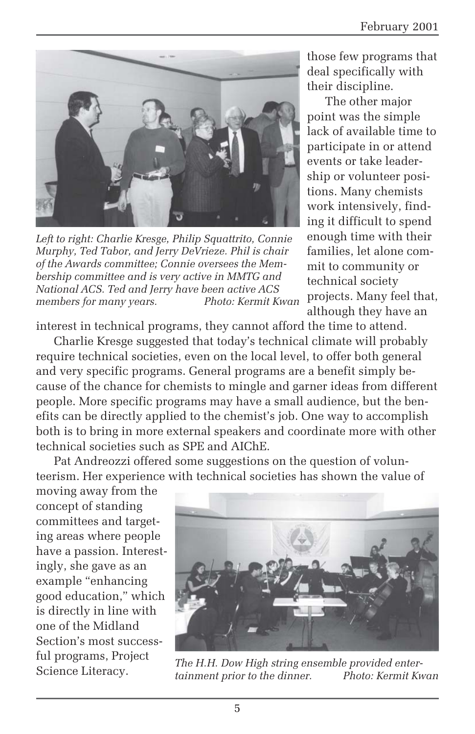those few programs that deal specifically with their discipline.

The other major point was the simple lack of available time to participate in or attend events or take leadership or volunteer positions. Many chemists work intensively, finding it difficult to spend enough time with their families, let alone commit to community or technical society projects. Many feel that, although they have an interest in technical programs, they cannot afford the time to attend.

*Left to right: Charlie Kresge, Philip Squattrito, Connie Murphy, Ted Tabor, and Jerry DeVrieze. Phil is chair of the Awards committee; Connie oversees the Membership committee and is very active in MMTG and National ACS. Ted and Jerry have been active ACS members for many years. Photo: Kermit Kwan*

Charlie Kresge suggested that today's technical climate will probably require technical societies, even on the local level, to offer both general and very specific programs. General programs are a benefit simply because of the chance for chemists to mingle and garner ideas from different people. More specific programs may have a small audience, but the benefits can be directly applied to the chemist's job. One way to accomplish both is to bring in more external speakers and coordinate more with other technical societies such as SPE and AIChE.

Pat Andreozzi offered some suggestions on the question of volunteerism. Her experience with technical societies has shown the value of moving away from the concept of standing committees and targeting areas where people have a passion. Interestingly, she gave as an example "enhancing good education," which is directly in line with one of the Midland Section's most successful programs, Project Science Literacy.

*The H.H. Dow High string ensemble provided entertainment prior to the dinner. Photo: Kermit Kwan*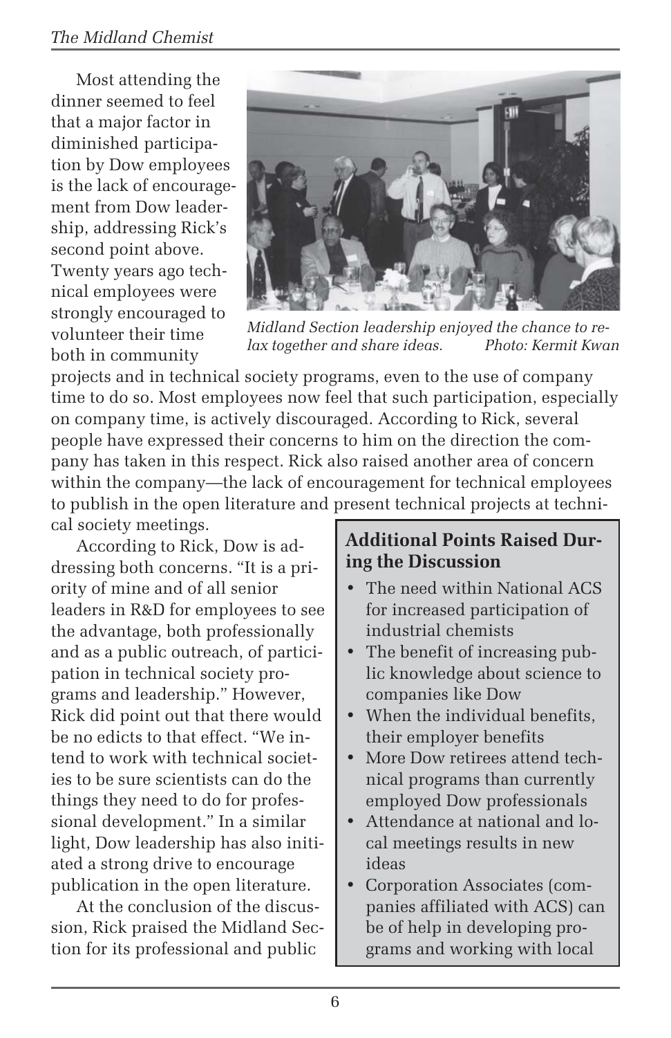Most attending the dinner seemed to feel that a major factor in diminished participation by Dow employees is the lack of encouragement from Dow leadership, addressing Rick's second point above. Twenty years ago technical employees were strongly encouraged to volunteer their time both in community projects and in technical society programs, even to the use of company time to do so. Most employees now feel that such participation, especially on company time, is actively discouraged. According to Rick, several people have expressed their concerns to him on the direction the company has taken in this respect. Rick also raised another area of concern within the company—the lack of encouragement for technical employees to publish in the open literature and present technical projects at technical society meetings.

*Midland Section leadership enjoyed the chance to relax together and share ideas. Photo: Kermit Kwan*

According to Rick, Dow is addressing both concerns. "It is a priority of mine and of all senior leaders in R&D for employees to see the advantage, both professionally and as a public outreach, of participation in technical society programs and leadership." However, Rick did point out that there would be no edicts to that effect. "We intend to work with technical societies to be sure scientists can do the things they need to do for professional development." In a similar light, Dow leadership has also initiated a strong drive to encourage publication in the open literature.

At the conclusion of the discussion, Rick praised the Midland Section for its professional and public

**Additional Points Raised During the Discussion**

- The need within National ACS for increased participation of industrial chemists
- The benefit of increasing public knowledge about science to companies like Dow
- When the individual benefits, their employer benefits
- More Dow retirees attend technical programs than currently employed Dow professionals
- Attendance at national and local meetings results in new ideas
- Corporation Associates (companies affiliated with ACS) can be of help in developing programs and working with local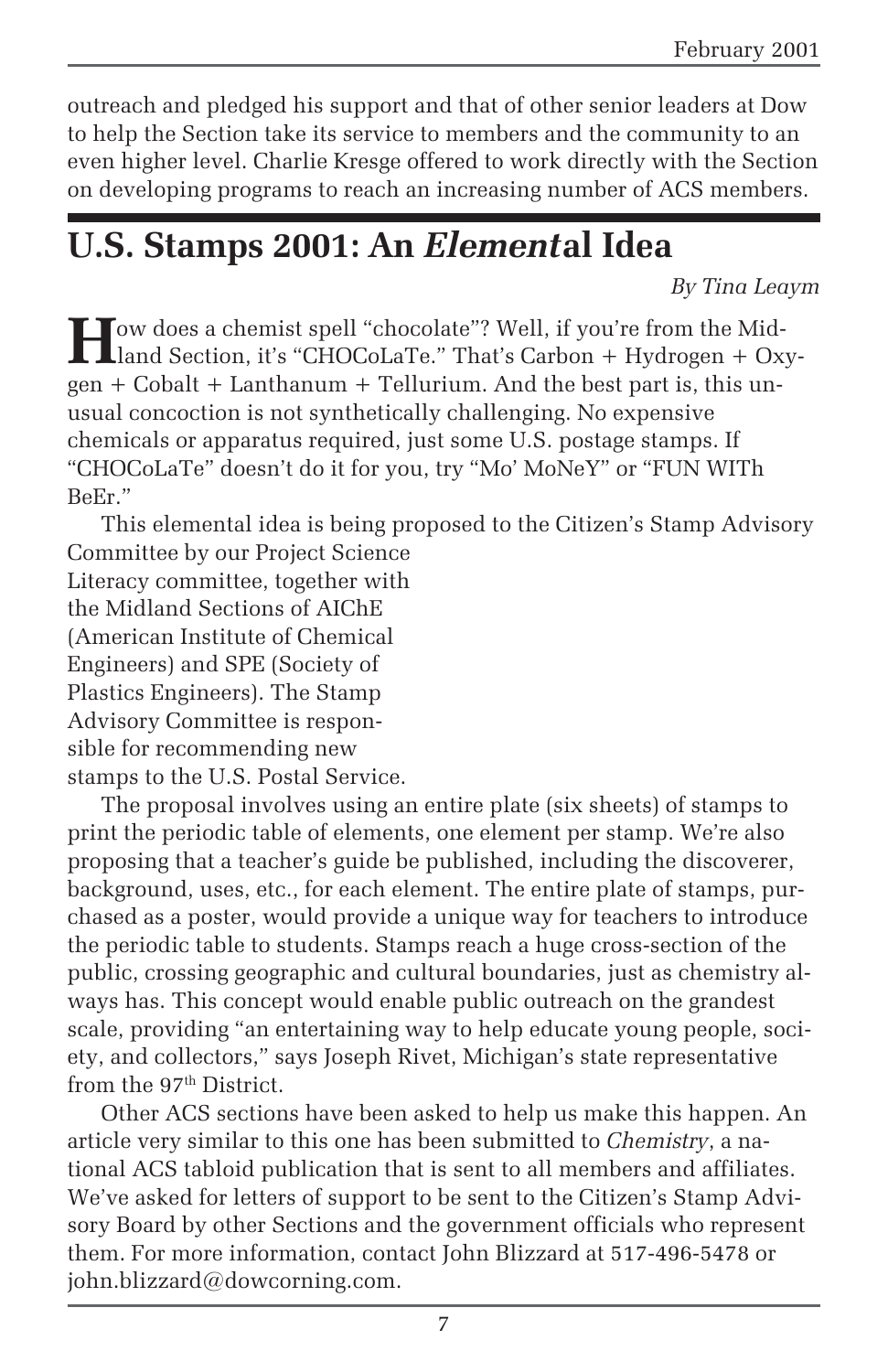outreach and pledged his support and that of other senior leaders at Dow to help the Section take its service to members and the community to an even higher level. Charlie Kresge offered to work directly with the Section on developing programs to reach an increasing number of ACS members.

## U.S. Stamps 2001: An *Element*al Idea

*By Tina Leaym*

How does a chemist spell "chocolate"? Well, if you're from the Midland Section, it's "CHOCoLaTe." That's Carbon + Hydrogen + Oxygen + Cobalt + Lanthanum + Tellurium. And the best part is, this unusual concoction is not synthetically challenging. No expensive chemicals or apparatus required, just some U.S. postage stamps. If "CHOCoLaTe" doesn't do it for you, try "Mo' MoNeY" or "FUN WITh BeEr."

This elemental idea is being proposed to the Citizen's Stamp Advisory Committee by our Project Science Literacy committee, together with the Midland Sections of AIChE (American Institute of Chemical Engineers) and SPE (Society of Plastics Engineers). The Stamp Advisory Committee is responsible for recommending new stamps to the U.S. Postal Service.

The proposal involves using an entire plate (six sheets) of stamps to print the periodic table of elements, one element per stamp. We're also proposing that a teacher's guide be published, including the discoverer, background, uses, etc., for each element. The entire plate of stamps, purchased as a poster, would provide a unique way for teachers to introduce the periodic table to students. Stamps reach a huge cross-section of the public, crossing geographic and cultural boundaries, just as chemistry always has. This concept would enable public outreach on the grandest scale, providing "an entertaining way to help educate young people, society, and collectors," says Joseph Rivet, Michigan's state representative from the 97th District.

Other ACS sections have been asked to help us make this happen. An article very similar to this one has been submitted to *Chemistry*, a national ACS tabloid publication that is sent to all members and affiliates. We've asked for letters of support to be sent to the Citizen's Stamp Advisory Board by other Sections and the government officials who represent them. For more information, contact John Blizzard at 517-496-5478 or john.blizzard@dowcorning.com.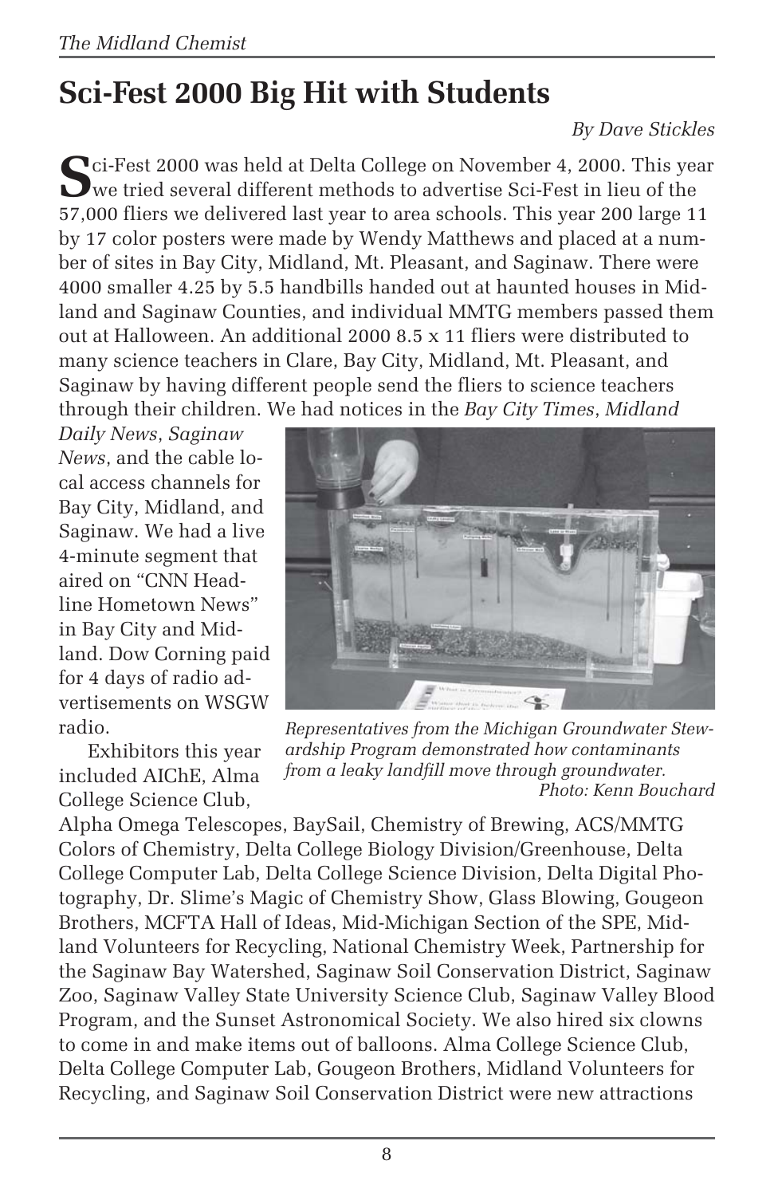# Sci-Fest 2000 Big Hit with Students

*By Dave Stickles*

Sci-Fest 2000 was held at Delta College on November 4, 2000. This year we tried several different methods to advertise Sci-Fest in lieu of the 57,000 fliers we delivered last year to area schools. This year 200 large 11 by 17 color posters were made by Wendy Matthews and placed at a number of sites in Bay City, Midland, Mt. Pleasant, and Saginaw. There were 4000 smaller 4.25 by 5.5 handbills handed out at haunted houses in Midland and Saginaw Counties, and individual MMTG members passed them out at Halloween. An additional 2000 8.5 x 11 fliers were distributed to many science teachers in Clare, Bay City, Midland, Mt. Pleasant, and Saginaw by having different people send the fliers to science teachers through their children. We had notices in the *Bay City Times*, *Midland Daily News*, *Saginaw News*, and the cable local access channels for Bay City, Midland, and Saginaw. We had a live 4-minute segment that aired on "CNN Headline Hometown News" in Bay City and Midland. Dow Corning paid for 4 days of radio advertisements on WSGW radio.

*Representatives from the Michigan Groundwater Stewardship Program demonstrated how contaminants from a leaky landfill move through groundwater.* *Photo: Kenn Bouchard*

Exhibitors this year included AIChE, Alma College Science Club, Alpha Omega Telescopes, BaySail, Chemistry of Brewing, ACS/MMTG Colors of Chemistry, Delta College Biology Division/Greenhouse, Delta College Computer Lab, Delta College Science Division, Delta Digital Photography, Dr. Slime's Magic of Chemistry Show, Glass Blowing, Gougeon Brothers, MCFTA Hall of Ideas, Mid-Michigan Section of the SPE, Midland Volunteers for Recycling, National Chemistry Week, Partnership for the Saginaw Bay Watershed, Saginaw Soil Conservation District, Saginaw Zoo, Saginaw Valley State University Science Club, Saginaw Valley Blood Program, and the Sunset Astronomical Society. We also hired six clowns to come in and make items out of balloons. Alma College Science Club, Delta College Computer Lab, Gougeon Brothers, Midland Volunteers for Recycling, and Saginaw Soil Conservation District were new attractions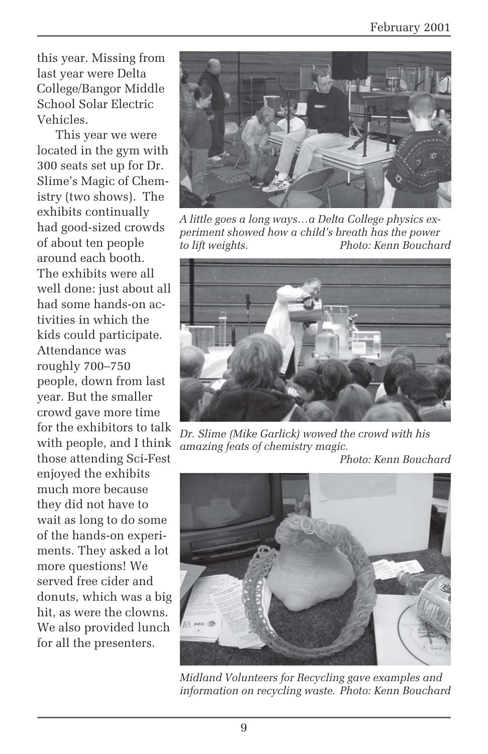this year. Missing from last year were Delta College/Bangor Middle School Solar Electric Vehicles.

This year we were located in the gym with 300 seats set up for Dr. Slime's Magic of Chemistry (two shows). The exhibits continually had good-sized crowds of about ten people around each booth. The exhibits were all well done: just about all had some hands-on activities in which the kids could participate. Attendance was roughly 700–750 people, down from last year. But the smaller crowd gave more time for the exhibitors to talk with people, and I think those attending Sci-Fest enjoyed the exhibits much more because they did not have to wait as long to do some of the hands-on experiments. They asked a lot more questions! We served free cider and donuts, which was a big hit, as were the clowns. We also provided lunch for all the presenters.

*A little goes a long ways…a Delta College physics experiment showed how a child's breath has the power to lift weights.* *Photo: Kenn Bouchard*

*Dr. Slime (Mike Garlick) wowed the crowd with his amazing feats of chemistry magic.* *Photo: Kenn Bouchard*

*Midland Volunteers for Recycling gave examples and information on recycling waste.* *Photo: Kenn Bouchard*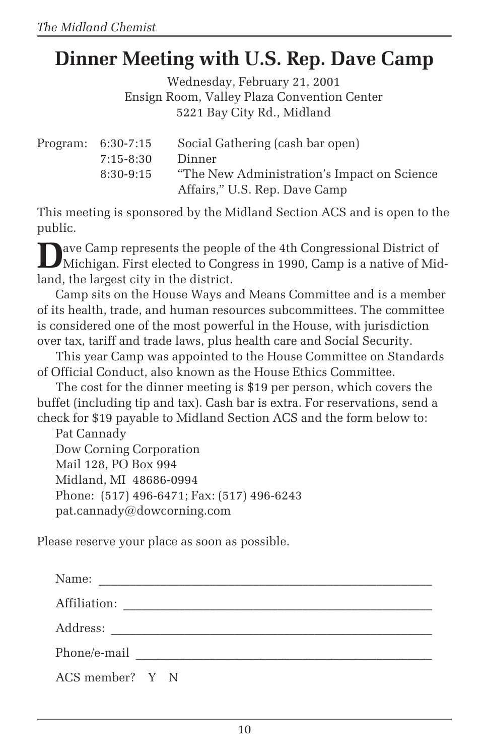# Dinner Meeting with U.S. Rep. Dave Camp

Wednesday, February 21, 2001
Ensign Room, Valley Plaza Convention Center
5221 Bay City Rd., Midland

| Program: | 6:30-7:15 | Social Gathering (cash bar open) |
|---|---|---|
| | 7:15-8:30 | Dinner |
| | 8:30-9:15 | "The New Administration's Impact on Science Affairs," U.S. Rep. Dave Camp |

This meeting is sponsored by the Midland Section ACS and is open to the public.

Dave Camp represents the people of the 4th Congressional District of Michigan. First elected to Congress in 1990, Camp is a native of Midland, the largest city in the district.

Camp sits on the House Ways and Means Committee and is a member of its health, trade, and human resources subcommittees. The committee is considered one of the most powerful in the House, with jurisdiction over tax, tariff and trade laws, plus health care and Social Security.

This year Camp was appointed to the House Committee on Standards of Official Conduct, also known as the House Ethics Committee.

The cost for the dinner meeting is $19 per person, which covers the buffet (including tip and tax). Cash bar is extra. For reservations, send a check for $19 payable to Midland Section ACS and the form below to:

Pat Cannady
Dow Corning Corporation
Mail 128, PO Box 994
Midland, MI 48686-0994
Phone: (517) 496-6471; Fax: (517) 496-6243
pat.cannady@dowcorning.com

Please reserve your place as soon as possible.

Name: ______________________________________________

Affiliation: __________________________________________

Address: ____________________________________________

Phone/e-mail _________________________________________

ACS member? Y N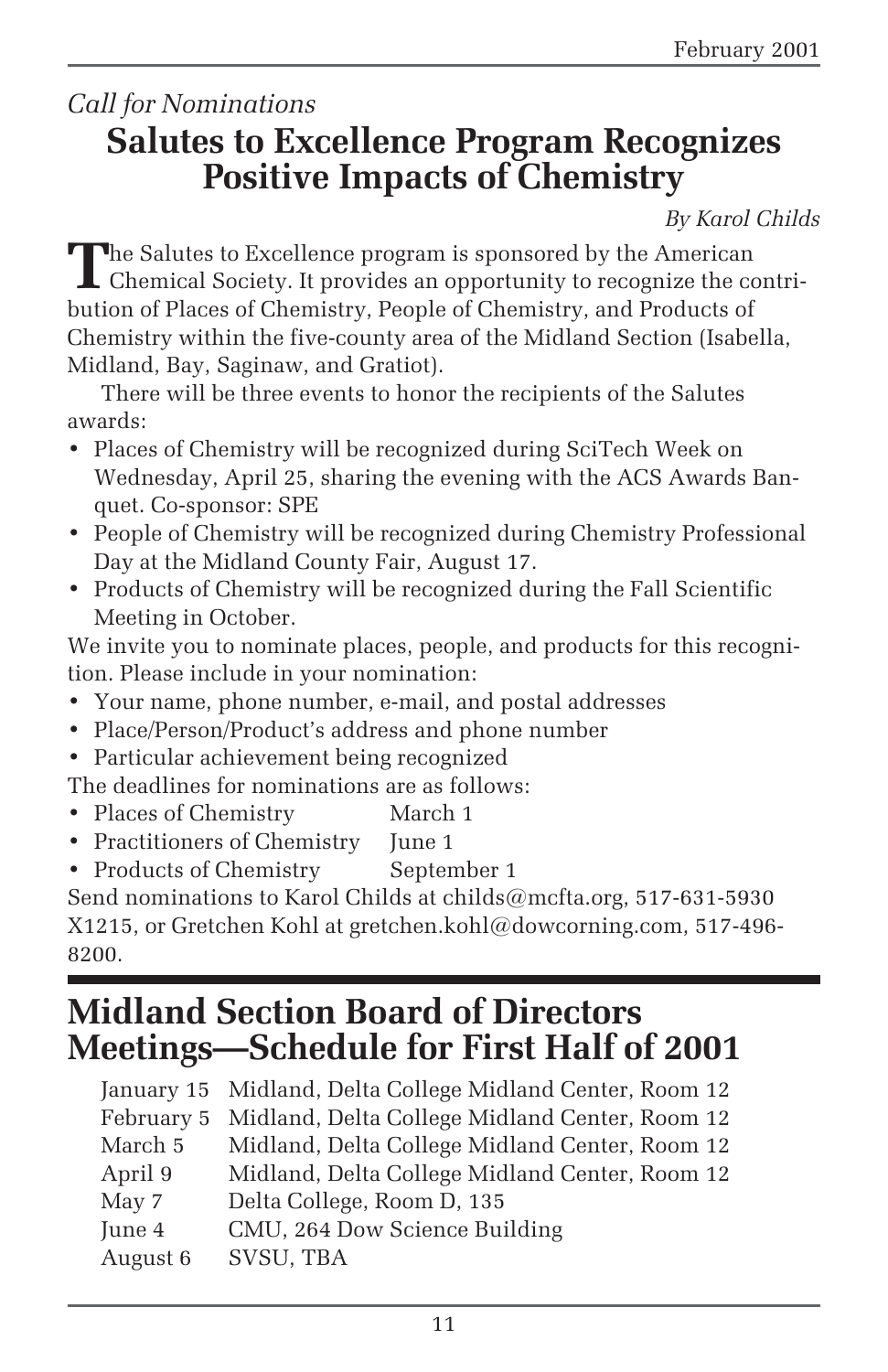*Call for Nominations*

## Salutes to Excellence Program Recognizes Positive Impacts of Chemistry

*By Karol Childs*

The Salutes to Excellence program is sponsored by the American Chemical Society. It provides an opportunity to recognize the contribution of Places of Chemistry, People of Chemistry, and Products of Chemistry within the five-county area of the Midland Section (Isabella, Midland, Bay, Saginaw, and Gratiot).

There will be three events to honor the recipients of the Salutes awards:

- Places of Chemistry will be recognized during SciTech Week on Wednesday, April 25, sharing the evening with the ACS Awards Banquet. Co-sponsor: SPE
- People of Chemistry will be recognized during Chemistry Professional Day at the Midland County Fair, August 17.
- Products of Chemistry will be recognized during the Fall Scientific Meeting in October.

We invite you to nominate places, people, and products for this recognition. Please include in your nomination:

- Your name, phone number, e-mail, and postal addresses
- Place/Person/Product's address and phone number
- Particular achievement being recognized

The deadlines for nominations are as follows:

- Places of Chemistry March 1
- Practitioners of Chemistry June 1
- Products of Chemistry September 1

Send nominations to Karol Childs at childs@mcfta.org, 517-631-5930 X1215, or Gretchen Kohl at gretchen.kohl@dowcorning.com, 517-496-8200.

## Midland Section Board of Directors Meetings—Schedule for First Half of 2001

| | |
|---|---|
| January 15 | Midland, Delta College Midland Center, Room 12 |
| February 5 | Midland, Delta College Midland Center, Room 12 |
| March 5 | Midland, Delta College Midland Center, Room 12 |
| April 9 | Midland, Delta College Midland Center, Room 12 |
| May 7 | Delta College, Room D, 135 |
| June 4 | CMU, 264 Dow Science Building |
| August 6 | SVSU, TBA |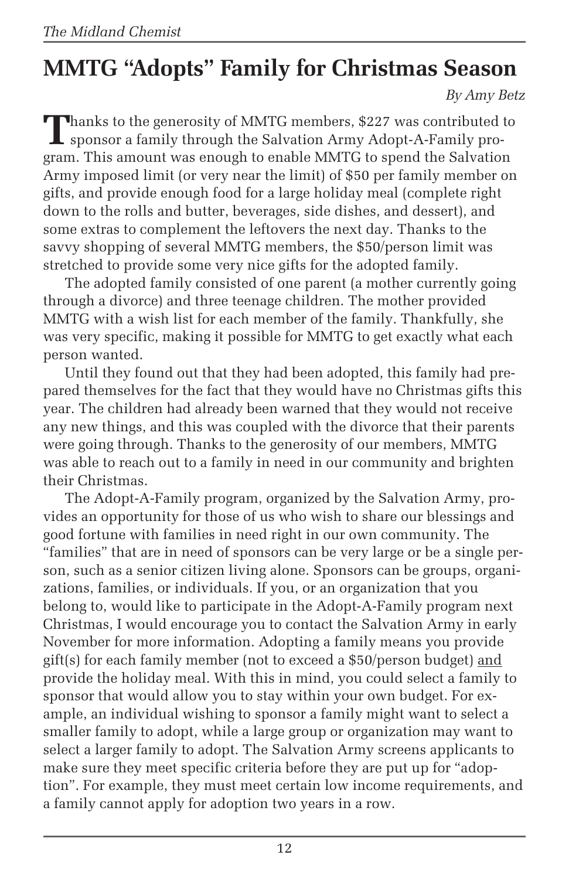# MMTG "Adopts" Family for Christmas Season

*By Amy Betz*

Thanks to the generosity of MMTG members, $227 was contributed to sponsor a family through the Salvation Army Adopt-A-Family program. This amount was enough to enable MMTG to spend the Salvation Army imposed limit (or very near the limit) of $50 per family member on gifts, and provide enough food for a large holiday meal (complete right down to the rolls and butter, beverages, side dishes, and dessert), and some extras to complement the leftovers the next day. Thanks to the savvy shopping of several MMTG members, the $50/person limit was stretched to provide some very nice gifts for the adopted family.

The adopted family consisted of one parent (a mother currently going through a divorce) and three teenage children. The mother provided MMTG with a wish list for each member of the family. Thankfully, she was very specific, making it possible for MMTG to get exactly what each person wanted.

Until they found out that they had been adopted, this family had prepared themselves for the fact that they would have no Christmas gifts this year. The children had already been warned that they would not receive any new things, and this was coupled with the divorce that their parents were going through. Thanks to the generosity of our members, MMTG was able to reach out to a family in need in our community and brighten their Christmas.

The Adopt-A-Family program, organized by the Salvation Army, provides an opportunity for those of us who wish to share our blessings and good fortune with families in need right in our own community. The "families" that are in need of sponsors can be very large or be a single person, such as a senior citizen living alone. Sponsors can be groups, organizations, families, or individuals. If you, or an organization that you belong to, would like to participate in the Adopt-A-Family program next Christmas, I would encourage you to contact the Salvation Army in early November for more information. Adopting a family means you provide gift(s) for each family member (not to exceed a $50/person budget) <u>and</u> provide the holiday meal. With this in mind, you could select a family to sponsor that would allow you to stay within your own budget. For example, an individual wishing to sponsor a family might want to select a smaller family to adopt, while a large group or organization may want to select a larger family to adopt. The Salvation Army screens applicants to make sure they meet specific criteria before they are put up for "adoption". For example, they must meet certain low income requirements, and a family cannot apply for adoption two years in a row.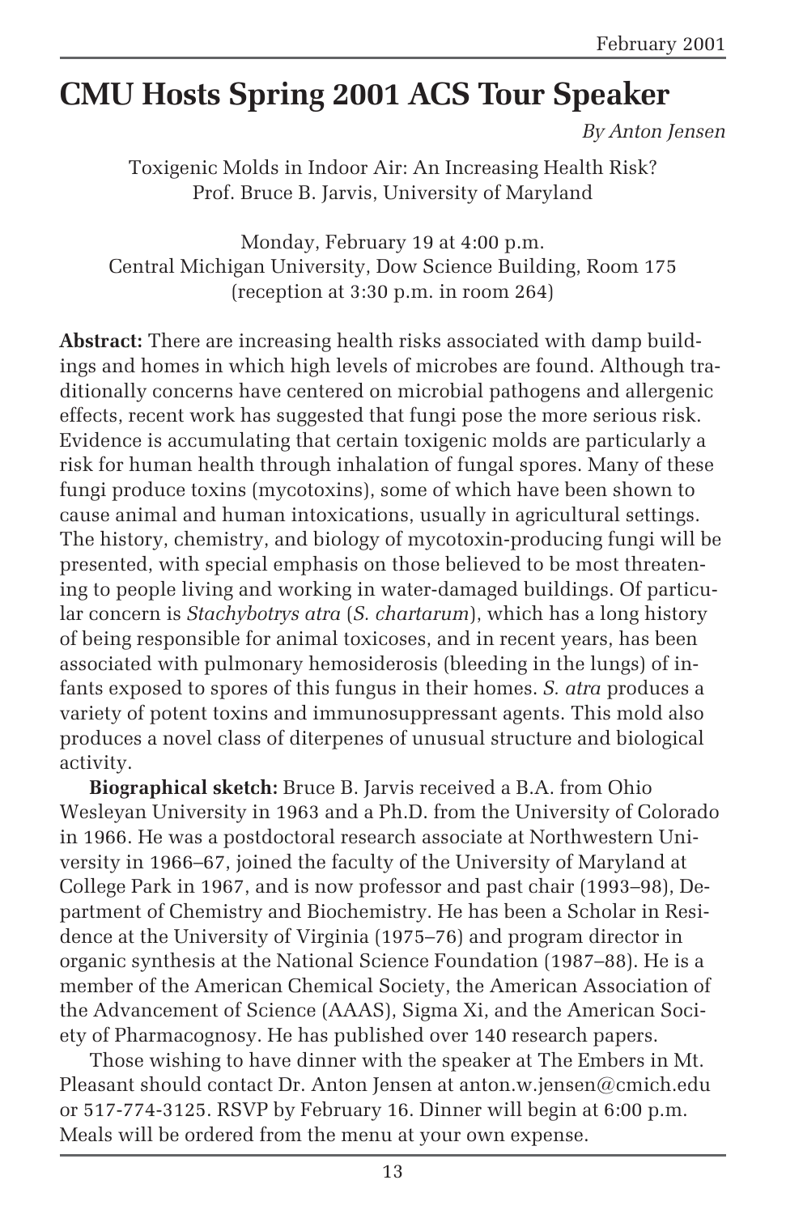# CMU Hosts Spring 2001 ACS Tour Speaker

*By Anton Jensen*

Toxigenic Molds in Indoor Air: An Increasing Health Risk?
Prof. Bruce B. Jarvis, University of Maryland

Monday, February 19 at 4:00 p.m.
Central Michigan University, Dow Science Building, Room 175
(reception at 3:30 p.m. in room 264)

**Abstract:** There are increasing health risks associated with damp buildings and homes in which high levels of microbes are found. Although traditionally concerns have centered on microbial pathogens and allergenic effects, recent work has suggested that fungi pose the more serious risk. Evidence is accumulating that certain toxigenic molds are particularly a risk for human health through inhalation of fungal spores. Many of these fungi produce toxins (mycotoxins), some of which have been shown to cause animal and human intoxications, usually in agricultural settings. The history, chemistry, and biology of mycotoxin-producing fungi will be presented, with special emphasis on those believed to be most threatening to people living and working in water-damaged buildings. Of particular concern is *Stachybotrys atra* (*S. chartarum*), which has a long history of being responsible for animal toxicoses, and in recent years, has been associated with pulmonary hemosiderosis (bleeding in the lungs) of infants exposed to spores of this fungus in their homes. *S. atra* produces a variety of potent toxins and immunosuppressant agents. This mold also produces a novel class of diterpenes of unusual structure and biological activity.

**Biographical sketch:** Bruce B. Jarvis received a B.A. from Ohio Wesleyan University in 1963 and a Ph.D. from the University of Colorado in 1966. He was a postdoctoral research associate at Northwestern University in 1966–67, joined the faculty of the University of Maryland at College Park in 1967, and is now professor and past chair (1993–98), Department of Chemistry and Biochemistry. He has been a Scholar in Residence at the University of Virginia (1975–76) and program director in organic synthesis at the National Science Foundation (1987–88). He is a member of the American Chemical Society, the American Association of the Advancement of Science (AAAS), Sigma Xi, and the American Society of Pharmacognosy. He has published over 140 research papers.

Those wishing to have dinner with the speaker at The Embers in Mt. Pleasant should contact Dr. Anton Jensen at anton.w.jensen@cmich.edu or 517-774-3125. RSVP by February 16. Dinner will begin at 6:00 p.m. Meals will be ordered from the menu at your own expense.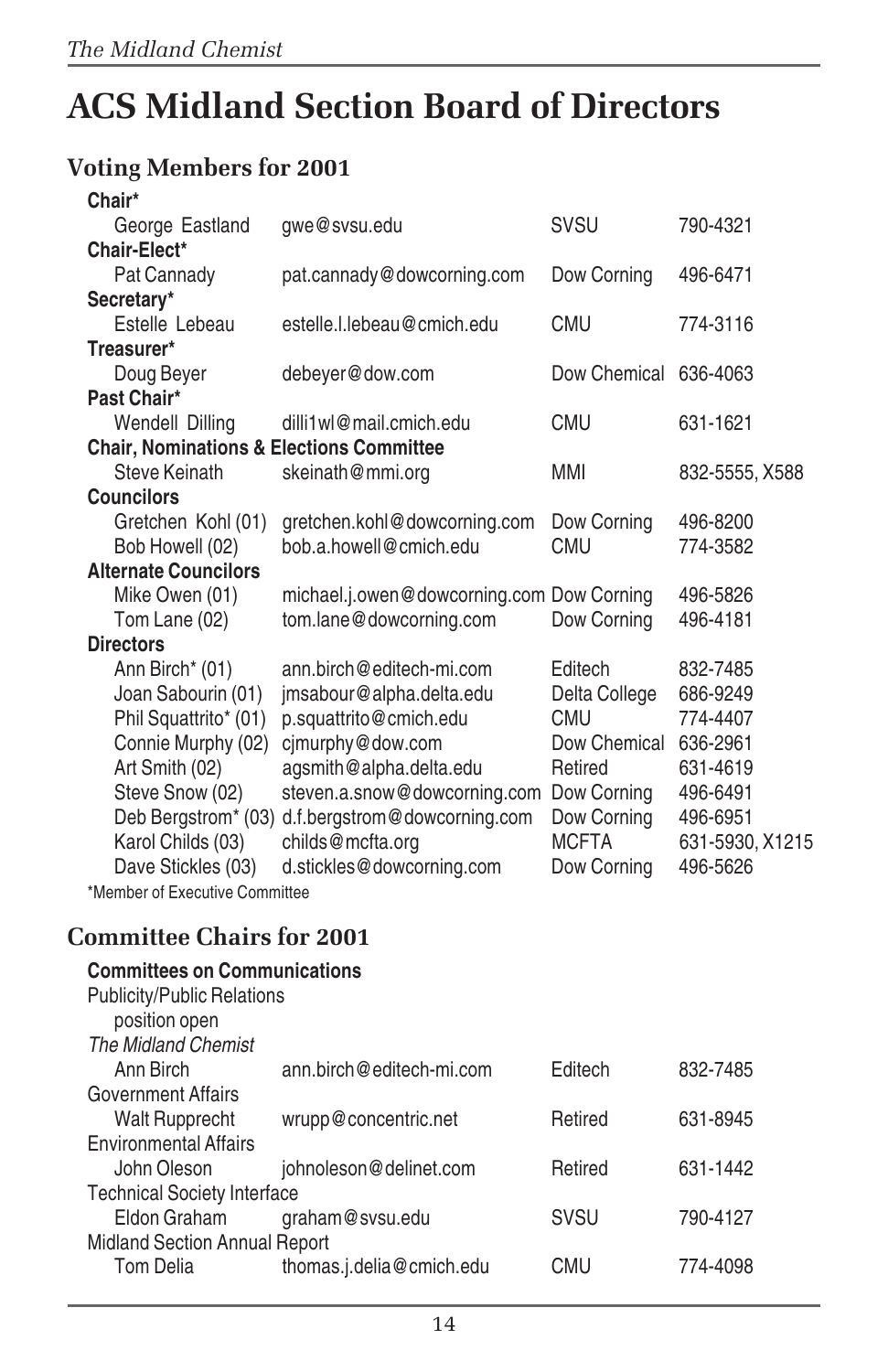# ACS Midland Section Board of Directors

## Voting Members for 2001

| | | | |
|---|---|---|---|
| **Chair*** | | | |
| George Eastland | gwe@svsu.edu | SVSU | 790-4321 |
| **Chair-Elect*** | | | |
| Pat Cannady | pat.cannady@dowcorning.com | Dow Corning | 496-6471 |
| **Secretary*** | | | |
| Estelle Lebeau | estelle.l.lebeau@cmich.edu | CMU | 774-3116 |
| **Treasurer*** | | | |
| Doug Beyer | debeyer@dow.com | Dow Chemical | 636-4063 |
| **Past Chair*** | | | |
| Wendell Dilling | dilli1wl@mail.cmich.edu | CMU | 631-1621 |
| **Chair, Nominations & Elections Committee** | | | |
| Steve Keinath | skeinath@mmi.org | MMI | 832-5555, X588 |
| **Councilors** | | | |
| Gretchen Kohl (01) | gretchen.kohl@dowcorning.com | Dow Corning | 496-8200 |
| Bob Howell (02) | bob.a.howell@cmich.edu | CMU | 774-3582 |
| **Alternate Councilors** | | | |
| Mike Owen (01) | michael.j.owen@dowcorning.com | Dow Corning | 496-5826 |
| Tom Lane (02) | tom.lane@dowcorning.com | Dow Corning | 496-4181 |
| **Directors** | | | |
| Ann Birch* (01) | ann.birch@editech-mi.com | Editech | 832-7485 |
| Joan Sabourin (01) | jmsabour@alpha.delta.edu | Delta College | 686-9249 |
| Phil Squattrito* (01) | p.squattrito@cmich.edu | CMU | 774-4407 |
| Connie Murphy (02) | cjmurphy@dow.com | Dow Chemical | 636-2961 |
| Art Smith (02) | agsmith@alpha.delta.edu | Retired | 631-4619 |
| Steve Snow (02) | steven.a.snow@dowcorning.com | Dow Corning | 496-6491 |
| Deb Bergstrom* (03) | d.f.bergstrom@dowcorning.com | Dow Corning | 496-6951 |
| Karol Childs (03) | childs@mcfta.org | MCFTA | 631-5930, X1215 |
| Dave Stickles (03) | d.stickles@dowcorning.com | Dow Corning | 496-5626 |

*Member of Executive Committee

## Committee Chairs for 2001

| | | | |
|---|---|---|---|
| **Committees on Communications** | | | |
| Publicity/Public Relations | | | |
| position open | | | |
| *The Midland Chemist* | | | |
| Ann Birch | ann.birch@editech-mi.com | Editech | 832-7485 |
| Government Affairs | | | |
| Walt Rupprecht | wrupp@concentric.net | Retired | 631-8945 |
| Environmental Affairs | | | |
| John Oleson | johnoleson@delinet.com | Retired | 631-1442 |
| Technical Society Interface | | | |
| Eldon Graham | graham@svsu.edu | SVSU | 790-4127 |
| Midland Section Annual Report | | | |
| Tom Delia | thomas.j.delia@cmich.edu | CMU | 774-4098 |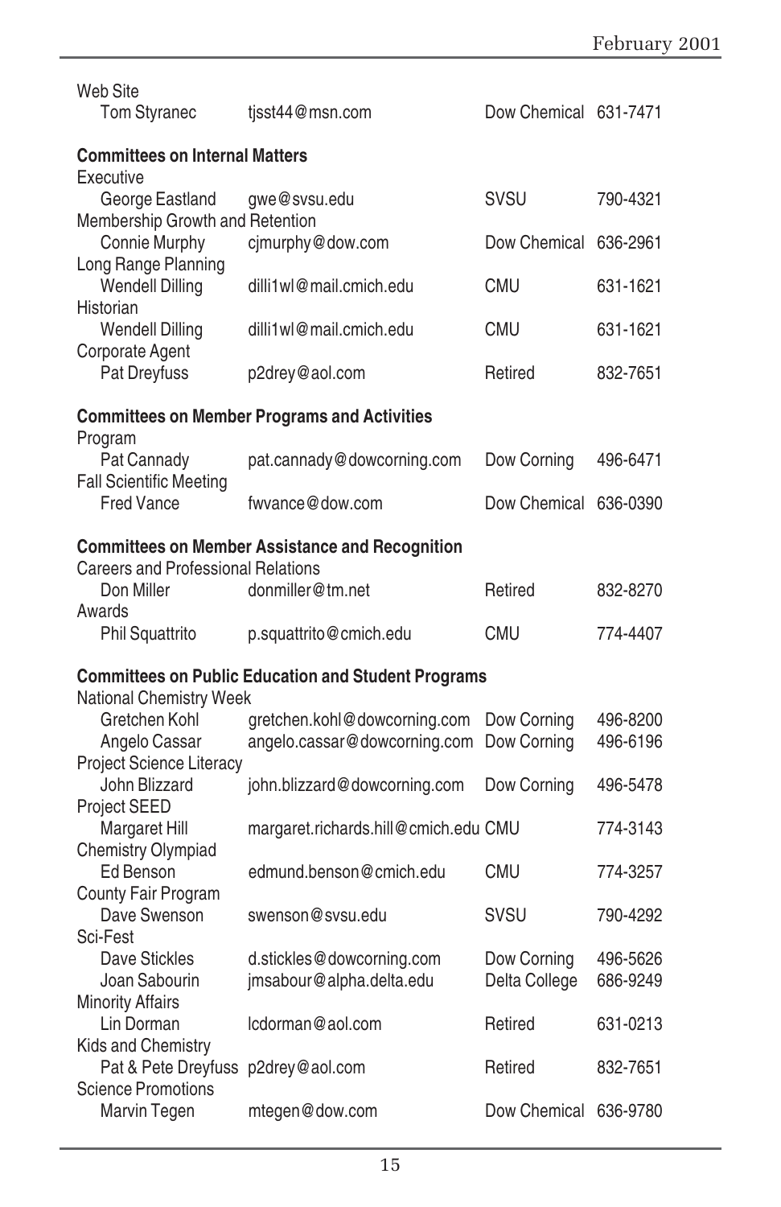Web Site

| | | | |
|---|---|---|---|
| Tom Styranec | tjsst44@msn.com | Dow Chemical | 631-7471 |

**Committees on Internal Matters**

| | | | |
|---|---|---|---|
| **Executive** | | | |
| George Eastland | gwe@svsu.edu | SVSU | 790-4321 |
| **Membership Growth and Retention** | | | |
| Connie Murphy | cjmurphy@dow.com | Dow Chemical | 636-2961 |
| **Long Range Planning** | | | |
| Wendell Dilling | dilli1wl@mail.cmich.edu | CMU | 631-1621 |
| **Historian** | | | |
| Wendell Dilling | dilli1wl@mail.cmich.edu | CMU | 631-1621 |
| **Corporate Agent** | | | |
| Pat Dreyfuss | p2drey@aol.com | Retired | 832-7651 |

**Committees on Member Programs and Activities**

| | | | |
|---|---|---|---|
| **Program** | | | |
| Pat Cannady | pat.cannady@dowcorning.com | Dow Corning | 496-6471 |
| **Fall Scientific Meeting** | | | |
| Fred Vance | fwvance@dow.com | Dow Chemical | 636-0390 |

**Committees on Member Assistance and Recognition**

| | | | |
|---|---|---|---|
| **Careers and Professional Relations** | | | |
| Don Miller | donmiller@tm.net | Retired | 832-8270 |
| **Awards** | | | |
| Phil Squattrito | p.squattrito@cmich.edu | CMU | 774-4407 |

**Committees on Public Education and Student Programs**

| | | | |
|---|---|---|---|
| **National Chemistry Week** | | | |
| Gretchen Kohl | gretchen.kohl@dowcorning.com | Dow Corning | 496-8200 |
| Angelo Cassar | angelo.cassar@dowcorning.com | Dow Corning | 496-6196 |
| **Project Science Literacy** | | | |
| John Blizzard | john.blizzard@dowcorning.com | Dow Corning | 496-5478 |
| **Project SEED** | | | |
| Margaret Hill | margaret.richards.hill@cmich.edu | CMU | 774-3143 |
| **Chemistry Olympiad** | | | |
| Ed Benson | edmund.benson@cmich.edu | CMU | 774-3257 |
| **County Fair Program** | | | |
| Dave Swenson | swenson@svsu.edu | SVSU | 790-4292 |
| **Sci-Fest** | | | |
| Dave Stickles | d.stickles@dowcorning.com | Dow Corning | 496-5626 |
| Joan Sabourin | jmsabour@alpha.delta.edu | Delta College | 686-9249 |
| **Minority Affairs** | | | |
| Lin Dorman | lcdorman@aol.com | Retired | 631-0213 |
| **Kids and Chemistry** | | | |
| Pat & Pete Dreyfuss | p2drey@aol.com | Retired | 832-7651 |
| **Science Promotions** | | | |
| Marvin Tegen | mtegen@dow.com | Dow Chemical | 636-9780 |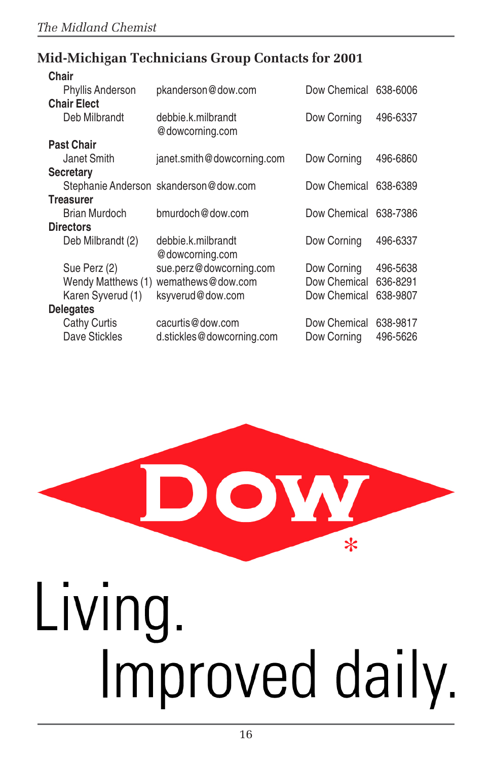## Mid-Michigan Technicians Group Contacts for 2001

**Chair**

| | | | |
|---|---|---|---|
| Phyllis Anderson | pkanderson@dow.com | Dow Chemical | 638-6006 |

**Chair Elect**

| | | | |
|---|---|---|---|
| Deb Milbrandt | debbie.k.milbrandt@dowcorning.com | Dow Corning | 496-6337 |

**Past Chair**

| | | | |
|---|---|---|---|
| Janet Smith | janet.smith@dowcorning.com | Dow Corning | 496-6860 |

**Secretary**

| | | | |
|---|---|---|---|
| Stephanie Anderson | skanderson@dow.com | Dow Chemical | 638-6389 |

**Treasurer**

| | | | |
|---|---|---|---|
| Brian Murdoch | bmurdoch@dow.com | Dow Chemical | 638-7386 |

**Directors**

| | | | |
|---|---|---|---|
| Deb Milbrandt (2) | debbie.k.milbrandt@dowcorning.com | Dow Corning | 496-6337 |
| Sue Perz (2) | sue.perz@dowcorning.com | Dow Corning | 496-5638 |
| Wendy Matthews (1) | wemathews@dow.com | Dow Chemical | 636-8291 |
| Karen Syverud (1) | ksyverud@dow.com | Dow Chemical | 638-9807 |

**Delegates**

| | | | |
|---|---|---|---|
| Cathy Curtis | cacurtis@dow.com | Dow Chemical | 638-9817 |
| Dave Stickles | d.stickles@dowcorning.com | Dow Corning | 496-5626 |

DOW*

Living.
Improved daily.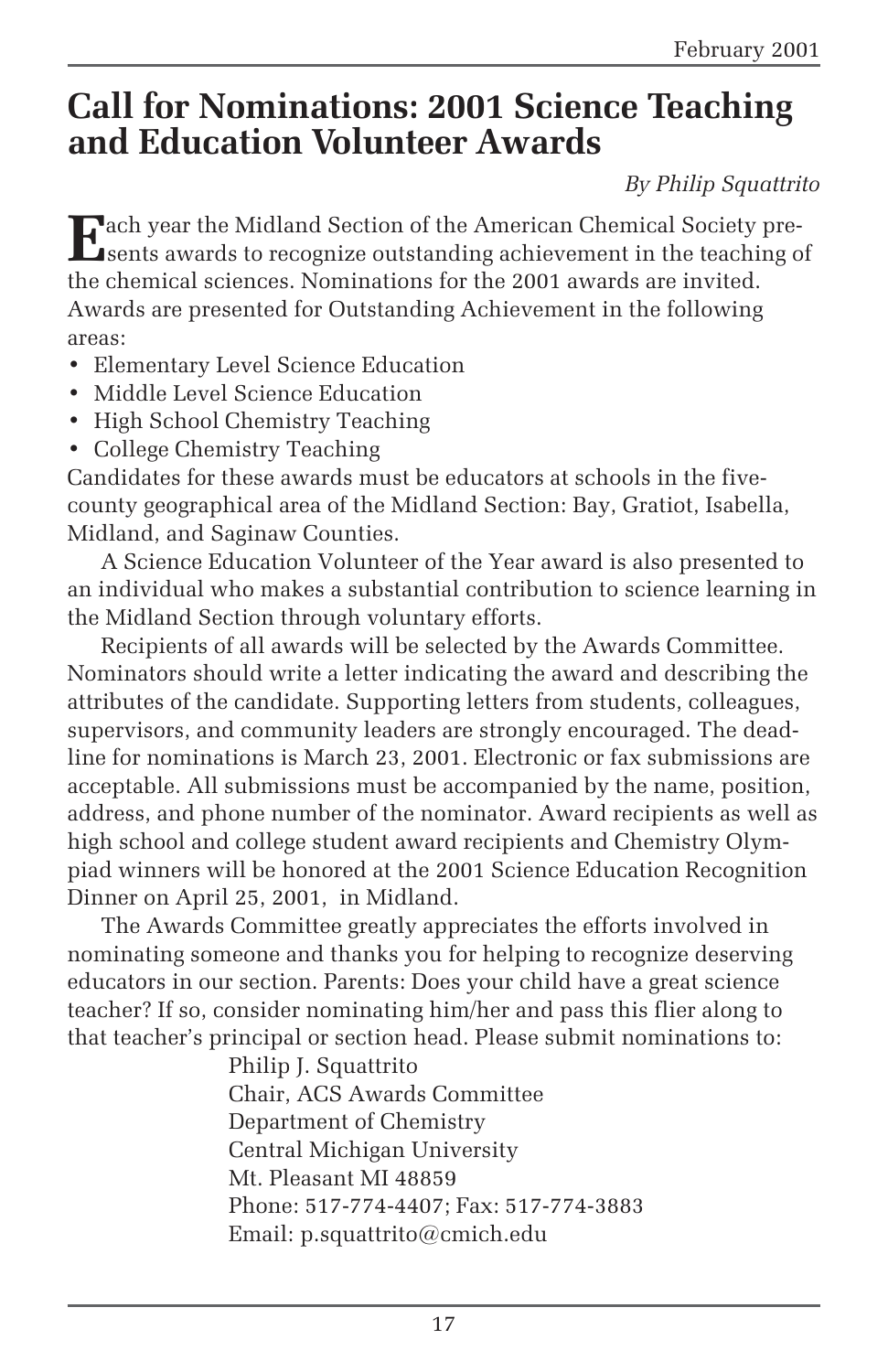# Call for Nominations: 2001 Science Teaching and Education Volunteer Awards

*By Philip Squattrito*

Each year the Midland Section of the American Chemical Society presents awards to recognize outstanding achievement in the teaching of the chemical sciences. Nominations for the 2001 awards are invited. Awards are presented for Outstanding Achievement in the following areas:

- Elementary Level Science Education
- Middle Level Science Education
- High School Chemistry Teaching
- College Chemistry Teaching

Candidates for these awards must be educators at schools in the five-county geographical area of the Midland Section: Bay, Gratiot, Isabella, Midland, and Saginaw Counties.

A Science Education Volunteer of the Year award is also presented to an individual who makes a substantial contribution to science learning in the Midland Section through voluntary efforts.

Recipients of all awards will be selected by the Awards Committee. Nominators should write a letter indicating the award and describing the attributes of the candidate. Supporting letters from students, colleagues, supervisors, and community leaders are strongly encouraged. The deadline for nominations is March 23, 2001. Electronic or fax submissions are acceptable. All submissions must be accompanied by the name, position, address, and phone number of the nominator. Award recipients as well as high school and college student award recipients and Chemistry Olympiad winners will be honored at the 2001 Science Education Recognition Dinner on April 25, 2001, in Midland.

The Awards Committee greatly appreciates the efforts involved in nominating someone and thanks you for helping to recognize deserving educators in our section. Parents: Does your child have a great science teacher? If so, consider nominating him/her and pass this flier along to that teacher's principal or section head. Please submit nominations to:

Philip J. Squattrito
Chair, ACS Awards Committee
Department of Chemistry
Central Michigan University
Mt. Pleasant MI 48859
Phone: 517-774-4407; Fax: 517-774-3883
Email: p.squattrito@cmich.edu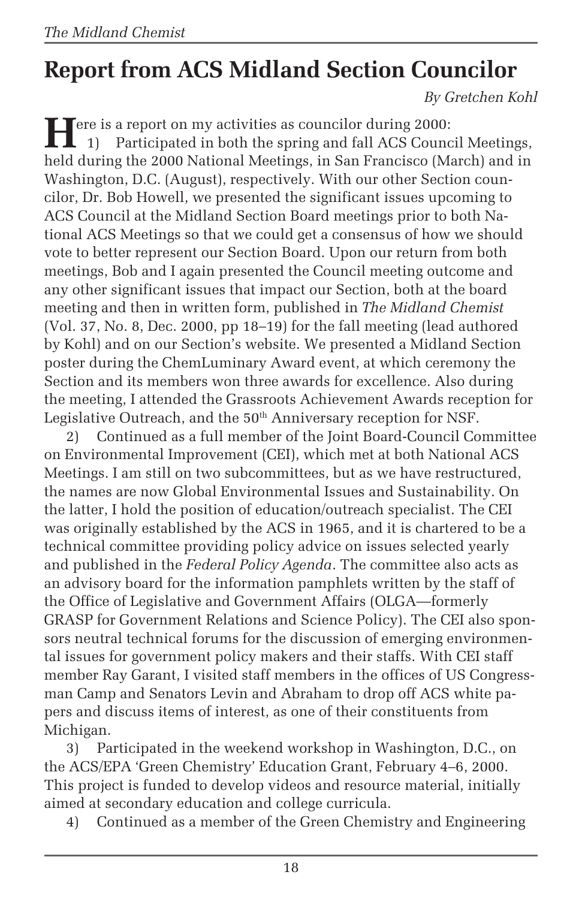# Report from ACS Midland Section Councilor

*By Gretchen Kohl*

Here is a report on my activities as councilor during 2000:

1) Participated in both the spring and fall ACS Council Meetings, held during the 2000 National Meetings, in San Francisco (March) and in Washington, D.C. (August), respectively. With our other Section councilor, Dr. Bob Howell, we presented the significant issues upcoming to ACS Council at the Midland Section Board meetings prior to both National ACS Meetings so that we could get a consensus of how we should vote to better represent our Section Board. Upon our return from both meetings, Bob and I again presented the Council meeting outcome and any other significant issues that impact our Section, both at the board meeting and then in written form, published in *The Midland Chemist* (Vol. 37, No. 8, Dec. 2000, pp 18–19) for the fall meeting (lead authored by Kohl) and on our Section's website. We presented a Midland Section poster during the ChemLuminary Award event, at which ceremony the Section and its members won three awards for excellence. Also during the meeting, I attended the Grassroots Achievement Awards reception for Legislative Outreach, and the 50th Anniversary reception for NSF.

2) Continued as a full member of the Joint Board-Council Committee on Environmental Improvement (CEI), which met at both National ACS Meetings. I am still on two subcommittees, but as we have restructured, the names are now Global Environmental Issues and Sustainability. On the latter, I hold the position of education/outreach specialist. The CEI was originally established by the ACS in 1965, and it is chartered to be a technical committee providing policy advice on issues selected yearly and published in the *Federal Policy Agenda*. The committee also acts as an advisory board for the information pamphlets written by the staff of the Office of Legislative and Government Affairs (OLGA—formerly GRASP for Government Relations and Science Policy). The CEI also sponsors neutral technical forums for the discussion of emerging environmental issues for government policy makers and their staffs. With CEI staff member Ray Garant, I visited staff members in the offices of US Congressman Camp and Senators Levin and Abraham to drop off ACS white papers and discuss items of interest, as one of their constituents from Michigan.

3) Participated in the weekend workshop in Washington, D.C., on the ACS/EPA 'Green Chemistry' Education Grant, February 4–6, 2000. This project is funded to develop videos and resource material, initially aimed at secondary education and college curricula.

4) Continued as a member of the Green Chemistry and Engineering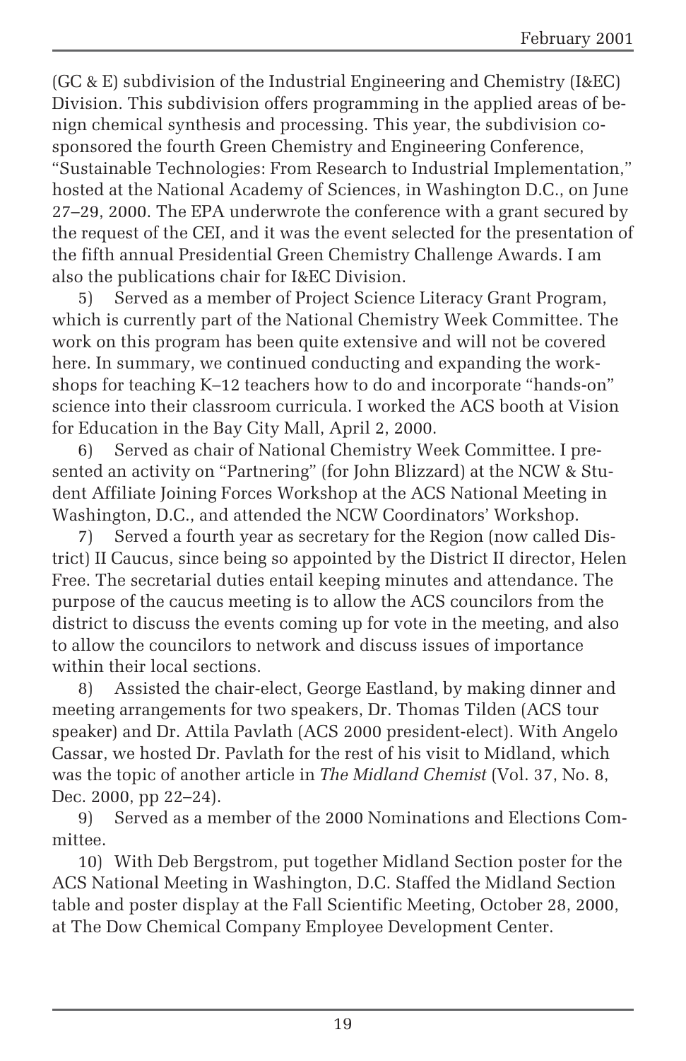(GC & E) subdivision of the Industrial Engineering and Chemistry (I&EC) Division. This subdivision offers programming in the applied areas of benign chemical synthesis and processing. This year, the subdivision co-sponsored the fourth Green Chemistry and Engineering Conference, "Sustainable Technologies: From Research to Industrial Implementation," hosted at the National Academy of Sciences, in Washington D.C., on June 27–29, 2000. The EPA underwrote the conference with a grant secured by the request of the CEI, and it was the event selected for the presentation of the fifth annual Presidential Green Chemistry Challenge Awards. I am also the publications chair for I&EC Division.

5) Served as a member of Project Science Literacy Grant Program, which is currently part of the National Chemistry Week Committee. The work on this program has been quite extensive and will not be covered here. In summary, we continued conducting and expanding the workshops for teaching K–12 teachers how to do and incorporate "hands-on" science into their classroom curricula. I worked the ACS booth at Vision for Education in the Bay City Mall, April 2, 2000.

6) Served as chair of National Chemistry Week Committee. I presented an activity on "Partnering" (for John Blizzard) at the NCW & Student Affiliate Joining Forces Workshop at the ACS National Meeting in Washington, D.C., and attended the NCW Coordinators' Workshop.

7) Served a fourth year as secretary for the Region (now called District) II Caucus, since being so appointed by the District II director, Helen Free. The secretarial duties entail keeping minutes and attendance. The purpose of the caucus meeting is to allow the ACS councilors from the district to discuss the events coming up for vote in the meeting, and also to allow the councilors to network and discuss issues of importance within their local sections.

8) Assisted the chair-elect, George Eastland, by making dinner and meeting arrangements for two speakers, Dr. Thomas Tilden (ACS tour speaker) and Dr. Attila Pavlath (ACS 2000 president-elect). With Angelo Cassar, we hosted Dr. Pavlath for the rest of his visit to Midland, which was the topic of another article in *The Midland Chemist* (Vol. 37, No. 8, Dec. 2000, pp 22–24).

9) Served as a member of the 2000 Nominations and Elections Committee.

10) With Deb Bergstrom, put together Midland Section poster for the ACS National Meeting in Washington, D.C. Staffed the Midland Section table and poster display at the Fall Scientific Meeting, October 28, 2000, at The Dow Chemical Company Employee Development Center.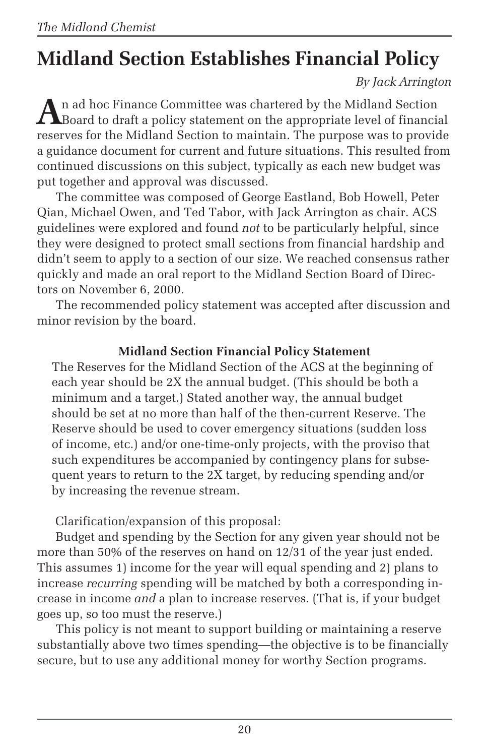# Midland Section Establishes Financial Policy

*By Jack Arrington*

An ad hoc Finance Committee was chartered by the Midland Section Board to draft a policy statement on the appropriate level of financial reserves for the Midland Section to maintain. The purpose was to provide a guidance document for current and future situations. This resulted from continued discussions on this subject, typically as each new budget was put together and approval was discussed.

The committee was composed of George Eastland, Bob Howell, Peter Qian, Michael Owen, and Ted Tabor, with Jack Arrington as chair. ACS guidelines were explored and found *not* to be particularly helpful, since they were designed to protect small sections from financial hardship and didn't seem to apply to a section of our size. We reached consensus rather quickly and made an oral report to the Midland Section Board of Directors on November 6, 2000.

The recommended policy statement was accepted after discussion and minor revision by the board.

**Midland Section Financial Policy Statement**

The Reserves for the Midland Section of the ACS at the beginning of each year should be 2X the annual budget. (This should be both a minimum and a target.) Stated another way, the annual budget should be set at no more than half of the then-current Reserve. The Reserve should be used to cover emergency situations (sudden loss of income, etc.) and/or one-time-only projects, with the proviso that such expenditures be accompanied by contingency plans for subsequent years to return to the 2X target, by reducing spending and/or by increasing the revenue stream.

Clarification/expansion of this proposal:

Budget and spending by the Section for any given year should not be more than 50% of the reserves on hand on 12/31 of the year just ended. This assumes 1) income for the year will equal spending and 2) plans to increase *recurring* spending will be matched by both a corresponding increase in income *and* a plan to increase reserves. (That is, if your budget goes up, so too must the reserve.)

This policy is not meant to support building or maintaining a reserve substantially above two times spending—the objective is to be financially secure, but to use any additional money for worthy Section programs.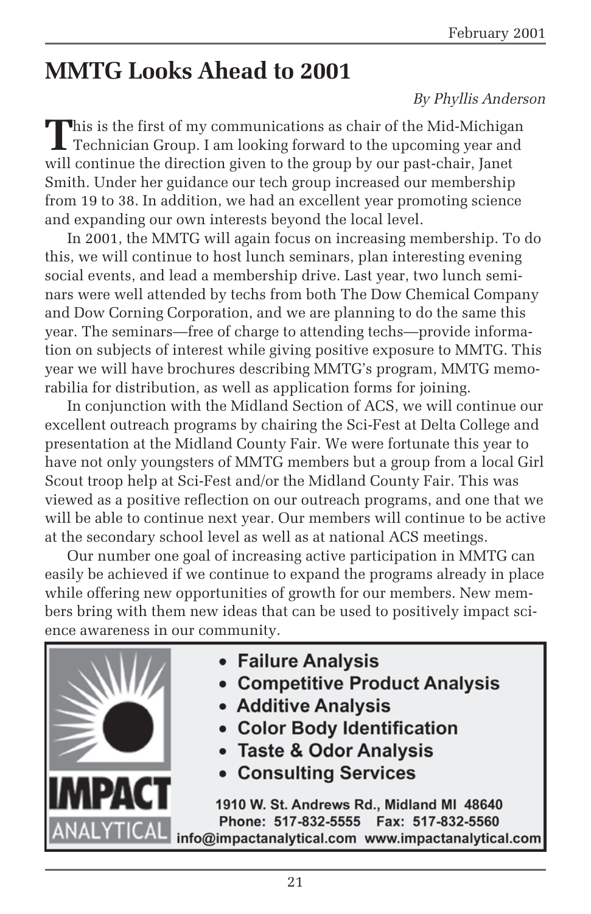# MMTG Looks Ahead to 2001

*By Phyllis Anderson*

This is the first of my communications as chair of the Mid-Michigan Technician Group. I am looking forward to the upcoming year and will continue the direction given to the group by our past-chair, Janet Smith. Under her guidance our tech group increased our membership from 19 to 38. In addition, we had an excellent year promoting science and expanding our own interests beyond the local level.

In 2001, the MMTG will again focus on increasing membership. To do this, we will continue to host lunch seminars, plan interesting evening social events, and lead a membership drive. Last year, two lunch seminars were well attended by techs from both The Dow Chemical Company and Dow Corning Corporation, and we are planning to do the same this year. The seminars—free of charge to attending techs—provide information on subjects of interest while giving positive exposure to MMTG. This year we will have brochures describing MMTG's program, MMTG memorabilia for distribution, as well as application forms for joining.

In conjunction with the Midland Section of ACS, we will continue our excellent outreach programs by chairing the Sci-Fest at Delta College and presentation at the Midland County Fair. We were fortunate this year to have not only youngsters of MMTG members but a group from a local Girl Scout troop help at Sci-Fest and/or the Midland County Fair. This was viewed as a positive reflection on our outreach programs, and one that we will be able to continue next year. Our members will continue to be active at the secondary school level as well as at national ACS meetings.

Our number one goal of increasing active participation in MMTG can easily be achieved if we continue to expand the programs already in place while offering new opportunities of growth for our members. New members bring with them new ideas that can be used to positively impact science awareness in our community.

**IMPACT ANALYTICAL**

- **Failure Analysis**
- **Competitive Product Analysis**
- **Additive Analysis**
- **Color Body Identification**
- **Taste & Odor Analysis**
- **Consulting Services**

**1910 W. St. Andrews Rd., Midland MI 48640**
**Phone: 517-832-5555 Fax: 517-832-5560**
**info@impactanalytical.com www.impactanalytical.com**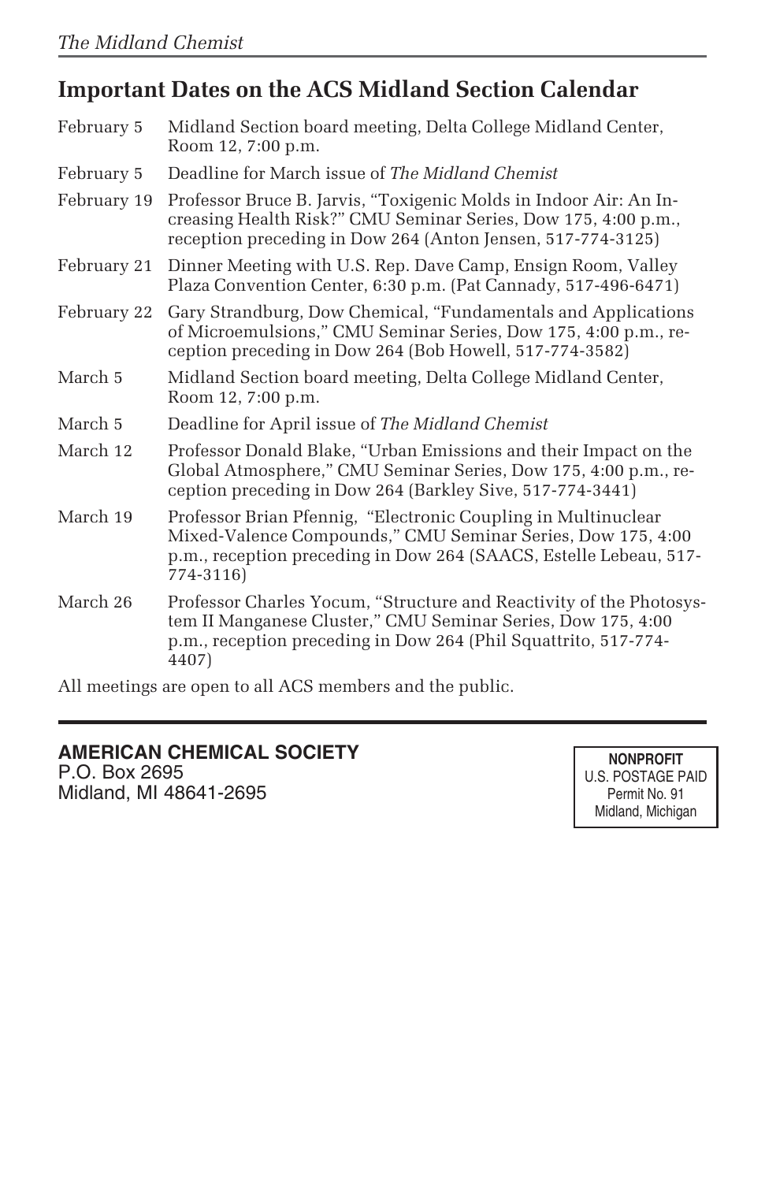## Important Dates on the ACS Midland Section Calendar

| | |
|---|---|
| February 5 | Midland Section board meeting, Delta College Midland Center, Room 12, 7:00 p.m. |
| February 5 | Deadline for March issue of *The Midland Chemist* |
| February 19 | Professor Bruce B. Jarvis, "Toxigenic Molds in Indoor Air: An Increasing Health Risk?" CMU Seminar Series, Dow 175, 4:00 p.m., reception preceding in Dow 264 (Anton Jensen, 517-774-3125) |
| February 21 | Dinner Meeting with U.S. Rep. Dave Camp, Ensign Room, Valley Plaza Convention Center, 6:30 p.m. (Pat Cannady, 517-496-6471) |
| February 22 | Gary Strandburg, Dow Chemical, "Fundamentals and Applications of Microemulsions," CMU Seminar Series, Dow 175, 4:00 p.m., reception preceding in Dow 264 (Bob Howell, 517-774-3582) |
| March 5 | Midland Section board meeting, Delta College Midland Center, Room 12, 7:00 p.m. |
| March 5 | Deadline for April issue of *The Midland Chemist* |
| March 12 | Professor Donald Blake, "Urban Emissions and their Impact on the Global Atmosphere," CMU Seminar Series, Dow 175, 4:00 p.m., reception preceding in Dow 264 (Barkley Sive, 517-774-3441) |
| March 19 | Professor Brian Pfennig, "Electronic Coupling in Multinuclear Mixed-Valence Compounds," CMU Seminar Series, Dow 175, 4:00 p.m., reception preceding in Dow 264 (SAACS, Estelle Lebeau, 517-774-3116) |
| March 26 | Professor Charles Yocum, "Structure and Reactivity of the Photosystem II Manganese Cluster," CMU Seminar Series, Dow 175, 4:00 p.m., reception preceding in Dow 264 (Phil Squattrito, 517-774-4407) |

All meetings are open to all ACS members and the public.

**AMERICAN CHEMICAL SOCIETY**
P.O. Box 2695
Midland, MI 48641-2695

**NONPROFIT**
U.S. POSTAGE PAID
Permit No. 91
Midland, Michigan